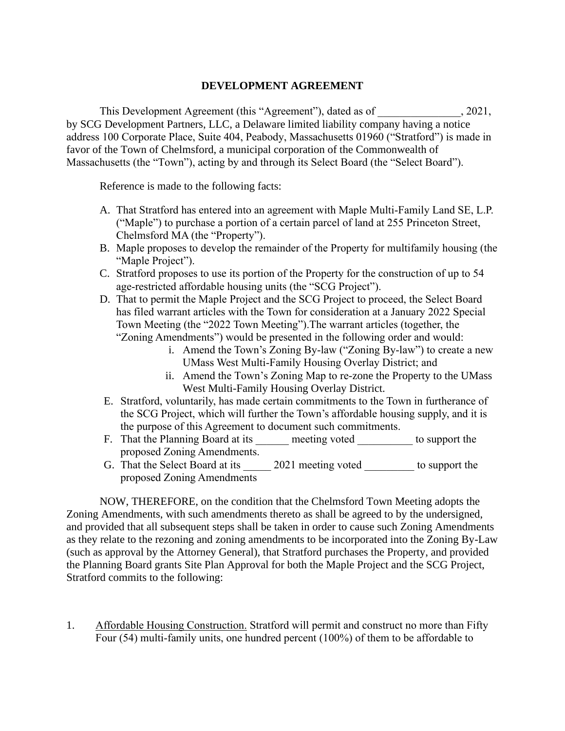# DEVELOPMENT AGREEMENT

This Development Agreement (this "Agreement"), dated as of _______________, 2021, by SCG Development Partners, LLC, a Delaware limited liability company having a notice address 100 Corporate Place, Suite 404, Peabody, Massachusetts 01960 ("Stratford") is made in favor of the Town of Chelmsford, a municipal corporation of the Commonwealth of Massachusetts (the "Town"), acting by and through its Select Board (the "Select Board").

Reference is made to the following facts:

A. That Stratford has entered into an agreement with Maple Multi-Family Land SE, L.P. ("Maple") to purchase a portion of a certain parcel of land at 255 Princeton Street, Chelmsford MA (the "Property").
B. Maple proposes to develop the remainder of the Property for multifamily housing (the "Maple Project").
C. Stratford proposes to use its portion of the Property for the construction of up to 54 age-restricted affordable housing units (the "SCG Project").
D. That to permit the Maple Project and the SCG Project to proceed, the Select Board has filed warrant articles with the Town for consideration at a January 2022 Special Town Meeting (the "2022 Town Meeting").The warrant articles (together, the "Zoning Amendments") would be presented in the following order and would:
    i. Amend the Town's Zoning By-law ("Zoning By-law") to create a new UMass West Multi-Family Housing Overlay District; and
    ii. Amend the Town's Zoning Map to re-zone the Property to the UMass West Multi-Family Housing Overlay District.
E. Stratford, voluntarily, has made certain commitments to the Town in furtherance of the SCG Project, which will further the Town's affordable housing supply, and it is the purpose of this Agreement to document such commitments.
F. That the Planning Board at its ______ meeting voted __________ to support the proposed Zoning Amendments.
G. That the Select Board at its _____ 2021 meeting voted _________ to support the proposed Zoning Amendments

NOW, THEREFORE, on the condition that the Chelmsford Town Meeting adopts the Zoning Amendments, with such amendments thereto as shall be agreed to by the undersigned, and provided that all subsequent steps shall be taken in order to cause such Zoning Amendments as they relate to the rezoning and zoning amendments to be incorporated into the Zoning By-Law (such as approval by the Attorney General), that Stratford purchases the Property, and provided the Planning Board grants Site Plan Approval for both the Maple Project and the SCG Project, Stratford commits to the following:

1. Affordable Housing Construction. Stratford will permit and construct no more than Fifty Four (54) multi-family units, one hundred percent (100%) of them to be affordable to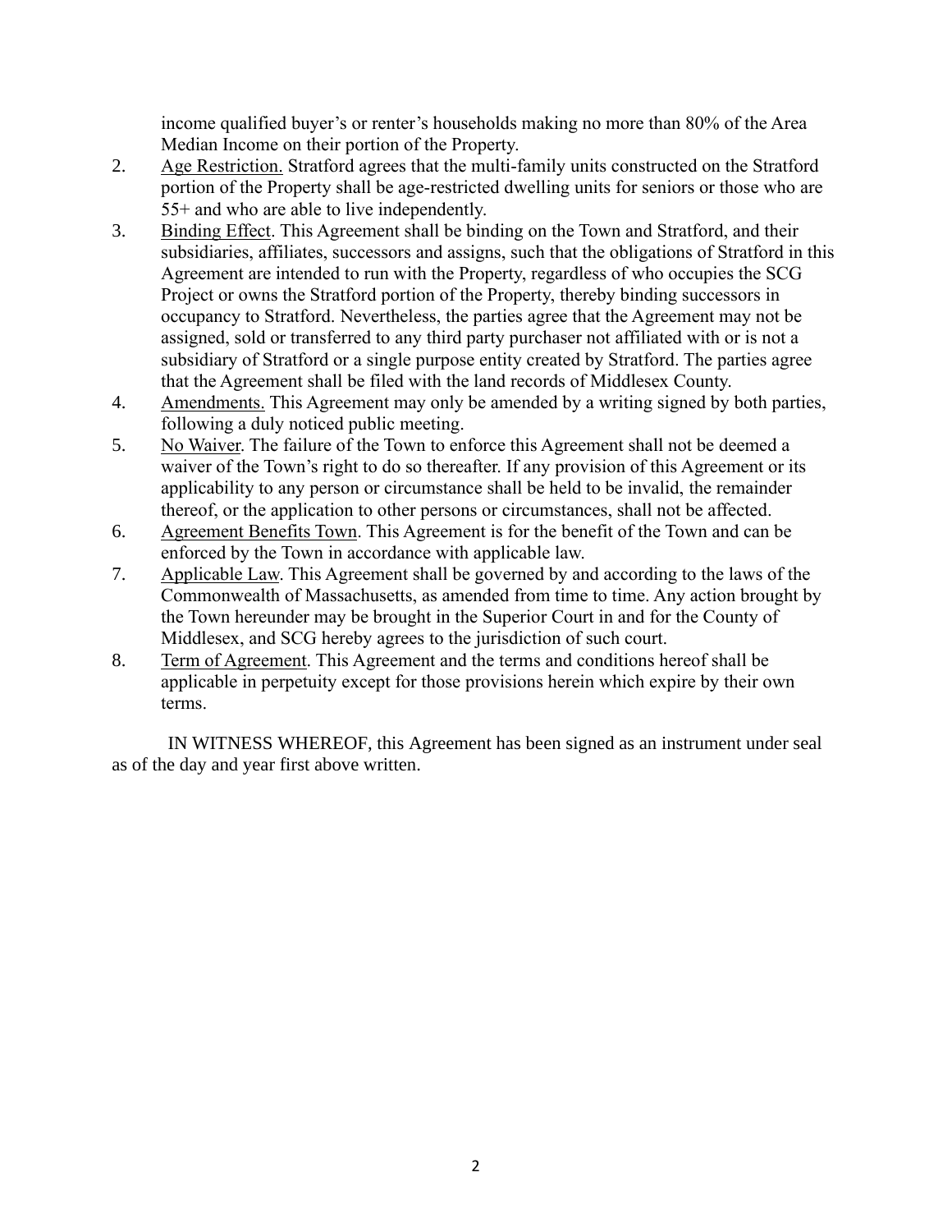income qualified buyer's or renter's households making no more than 80% of the Area Median Income on their portion of the Property.

2. Age Restriction. Stratford agrees that the multi-family units constructed on the Stratford portion of the Property shall be age-restricted dwelling units for seniors or those who are 55+ and who are able to live independently.
3. Binding Effect. This Agreement shall be binding on the Town and Stratford, and their subsidiaries, affiliates, successors and assigns, such that the obligations of Stratford in this Agreement are intended to run with the Property, regardless of who occupies the SCG Project or owns the Stratford portion of the Property, thereby binding successors in occupancy to Stratford. Nevertheless, the parties agree that the Agreement may not be assigned, sold or transferred to any third party purchaser not affiliated with or is not a subsidiary of Stratford or a single purpose entity created by Stratford. The parties agree that the Agreement shall be filed with the land records of Middlesex County.
4. Amendments. This Agreement may only be amended by a writing signed by both parties, following a duly noticed public meeting.
5. No Waiver. The failure of the Town to enforce this Agreement shall not be deemed a waiver of the Town's right to do so thereafter. If any provision of this Agreement or its applicability to any person or circumstance shall be held to be invalid, the remainder thereof, or the application to other persons or circumstances, shall not be affected.
6. Agreement Benefits Town. This Agreement is for the benefit of the Town and can be enforced by the Town in accordance with applicable law.
7. Applicable Law. This Agreement shall be governed by and according to the laws of the Commonwealth of Massachusetts, as amended from time to time. Any action brought by the Town hereunder may be brought in the Superior Court in and for the County of Middlesex, and SCG hereby agrees to the jurisdiction of such court.
8. Term of Agreement. This Agreement and the terms and conditions hereof shall be applicable in perpetuity except for those provisions herein which expire by their own terms.

IN WITNESS WHEREOF, this Agreement has been signed as an instrument under seal as of the day and year first above written.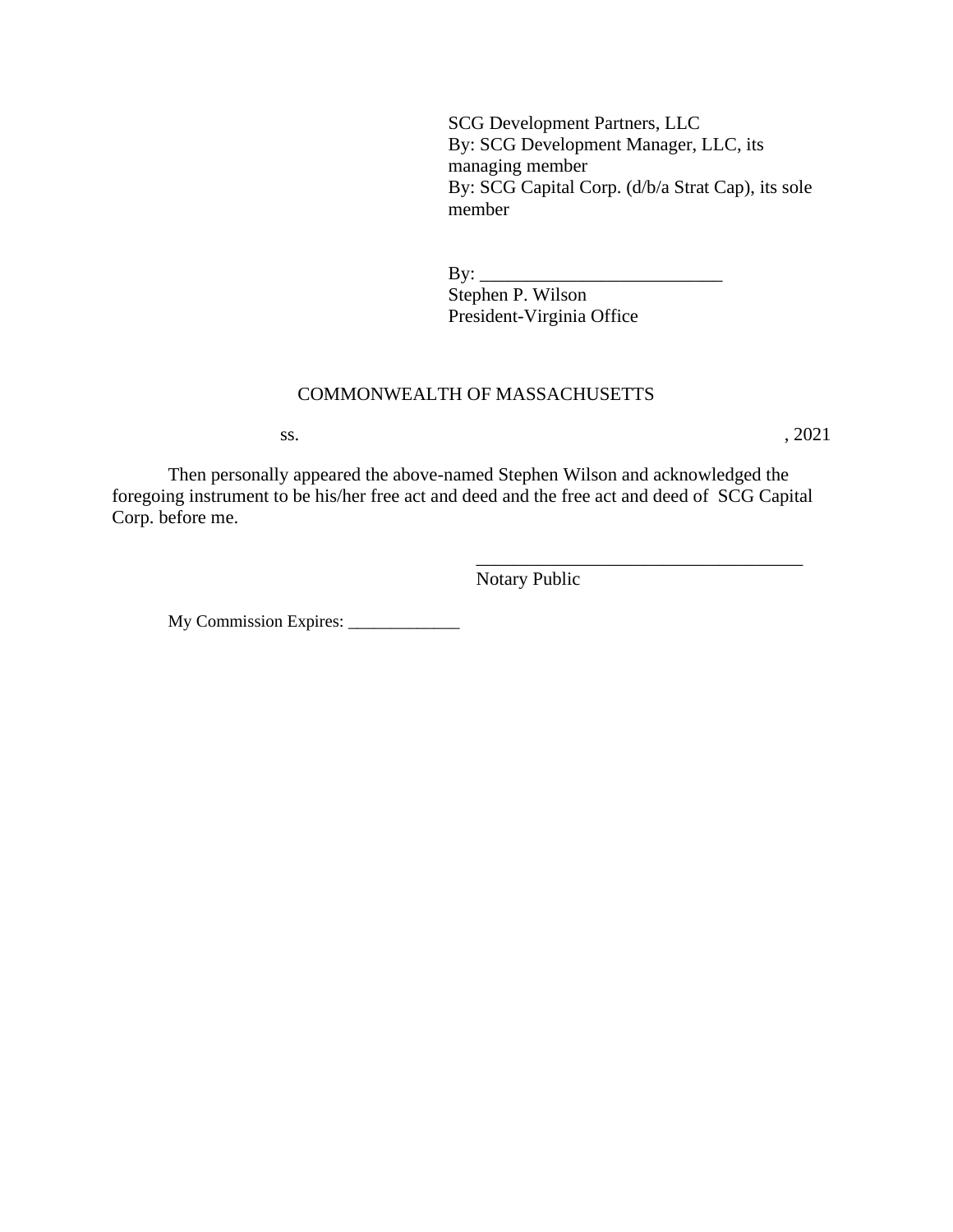SCG Development Partners, LLC
By: SCG Development Manager, LLC, its managing member
By: SCG Capital Corp. (d/b/a Strat Cap), its sole member

By: __________________________
Stephen P. Wilson
President-Virginia Office

COMMONWEALTH OF MASSACHUSETTS

ss. , 2021

Then personally appeared the above-named Stephen Wilson and acknowledged the foregoing instrument to be his/her free act and deed and the free act and deed of SCG Capital Corp. before me.

____________________________________
Notary Public

My Commission Expires: _____________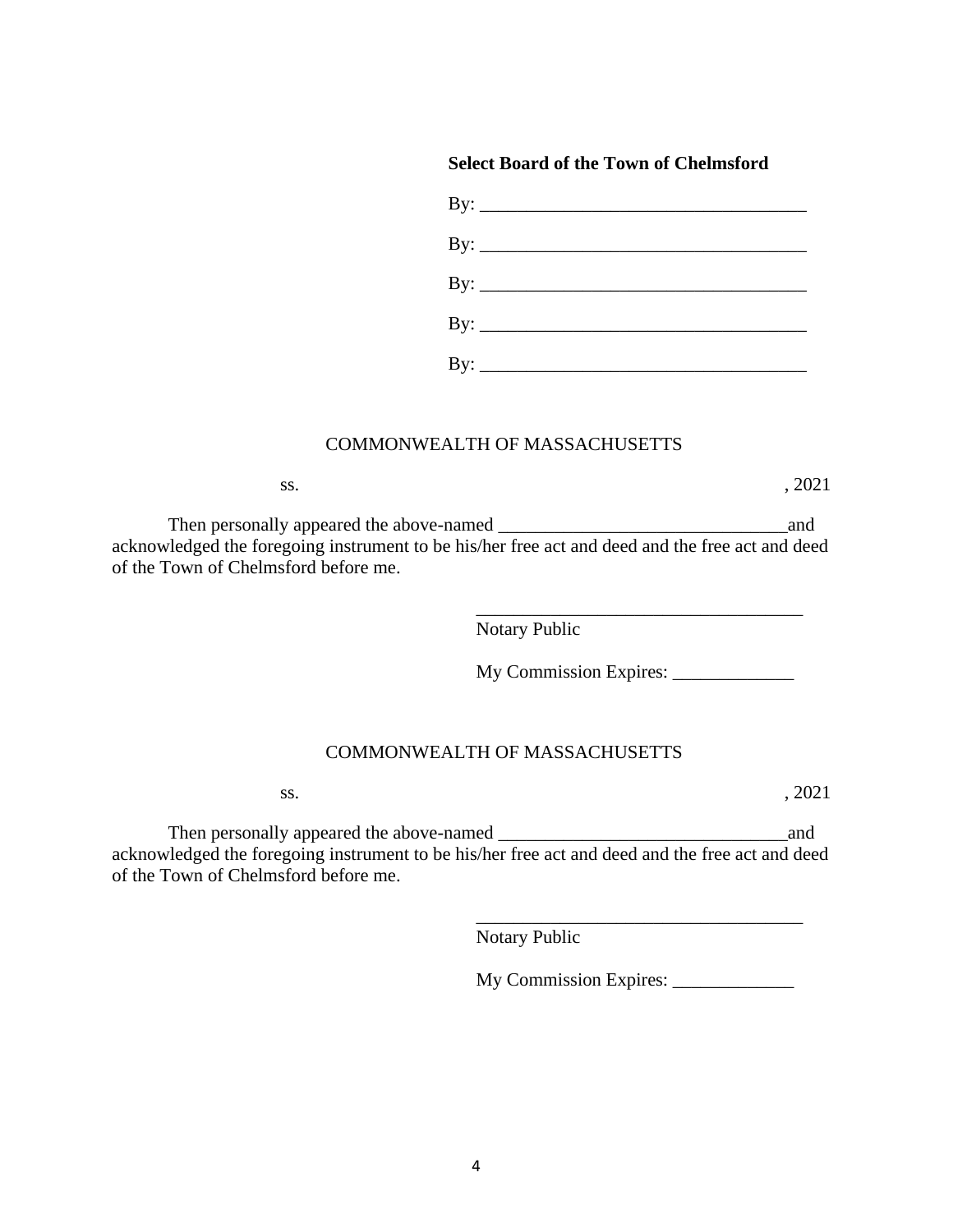**Select Board of the Town of Chelmsford**

By: ___________________________________

By: ___________________________________

By: ___________________________________

By: ___________________________________

By: ___________________________________

COMMONWEALTH OF MASSACHUSETTS

ss. , 2021

Then personally appeared the above-named _______________________________and acknowledged the foregoing instrument to be his/her free act and deed and the free act and deed of the Town of Chelmsford before me.

___________________________________
Notary Public

My Commission Expires: _____________

COMMONWEALTH OF MASSACHUSETTS

ss. , 2021

Then personally appeared the above-named _______________________________and acknowledged the foregoing instrument to be his/her free act and deed and the free act and deed of the Town of Chelmsford before me.

___________________________________
Notary Public

My Commission Expires: _____________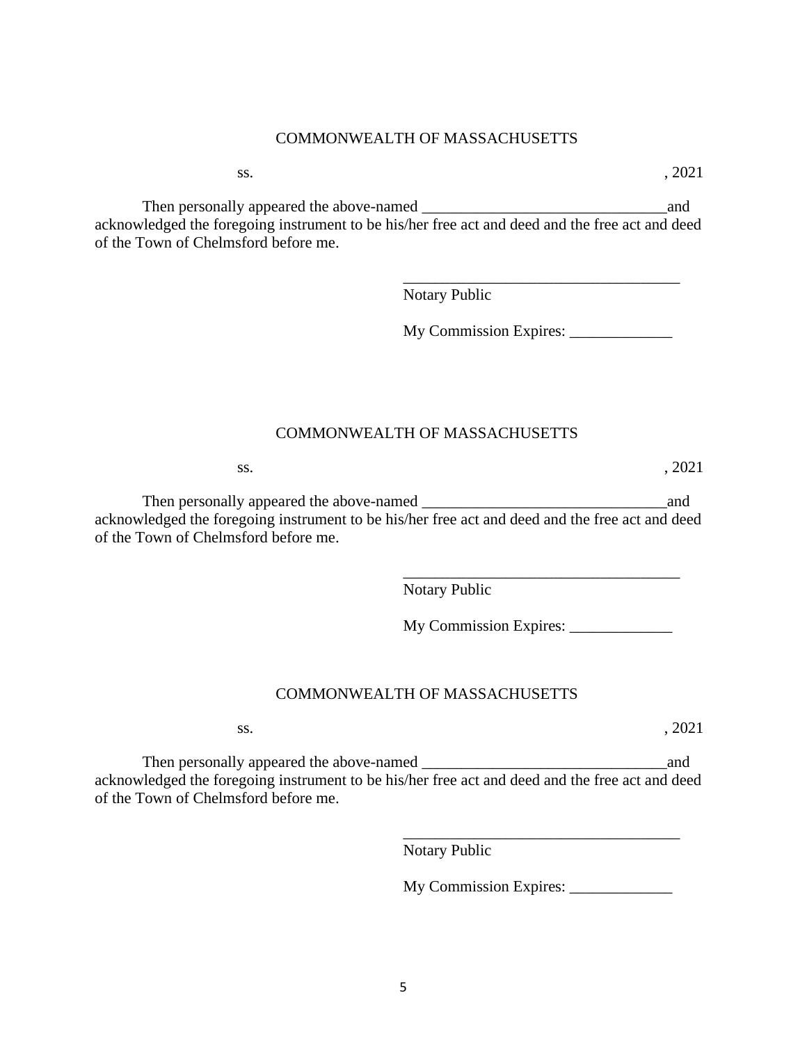COMMONWEALTH OF MASSACHUSETTS

ss. , 2021

Then personally appeared the above-named _______________________________ and acknowledged the foregoing instrument to be his/her free act and deed and the free act and deed of the Town of Chelmsford before me.

___________________________________
Notary Public

My Commission Expires: _____________

COMMONWEALTH OF MASSACHUSETTS

ss. , 2021

Then personally appeared the above-named _______________________________ and acknowledged the foregoing instrument to be his/her free act and deed and the free act and deed of the Town of Chelmsford before me.

___________________________________
Notary Public

My Commission Expires: _____________

COMMONWEALTH OF MASSACHUSETTS

ss. , 2021

Then personally appeared the above-named _______________________________ and acknowledged the foregoing instrument to be his/her free act and deed and the free act and deed of the Town of Chelmsford before me.

___________________________________
Notary Public

My Commission Expires: _____________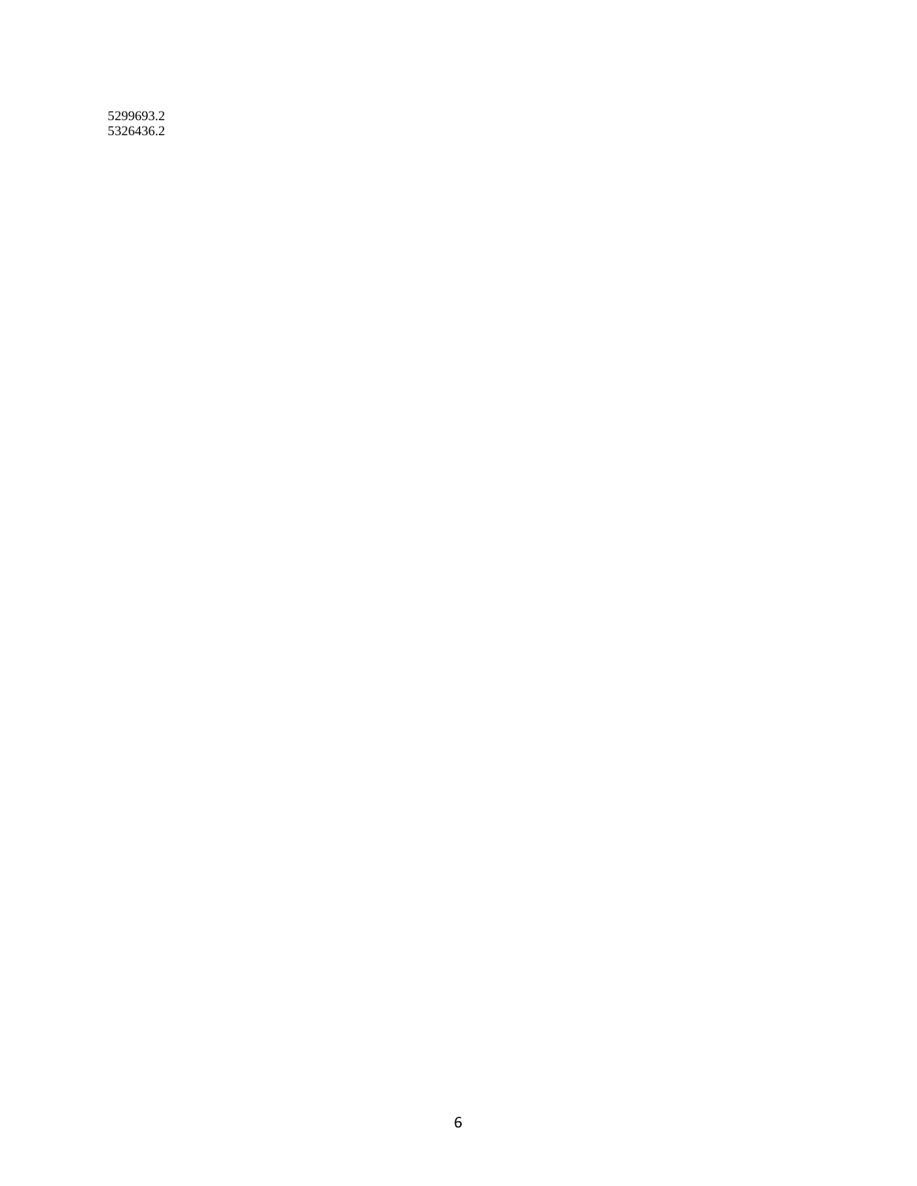5299693.2
5326436.2